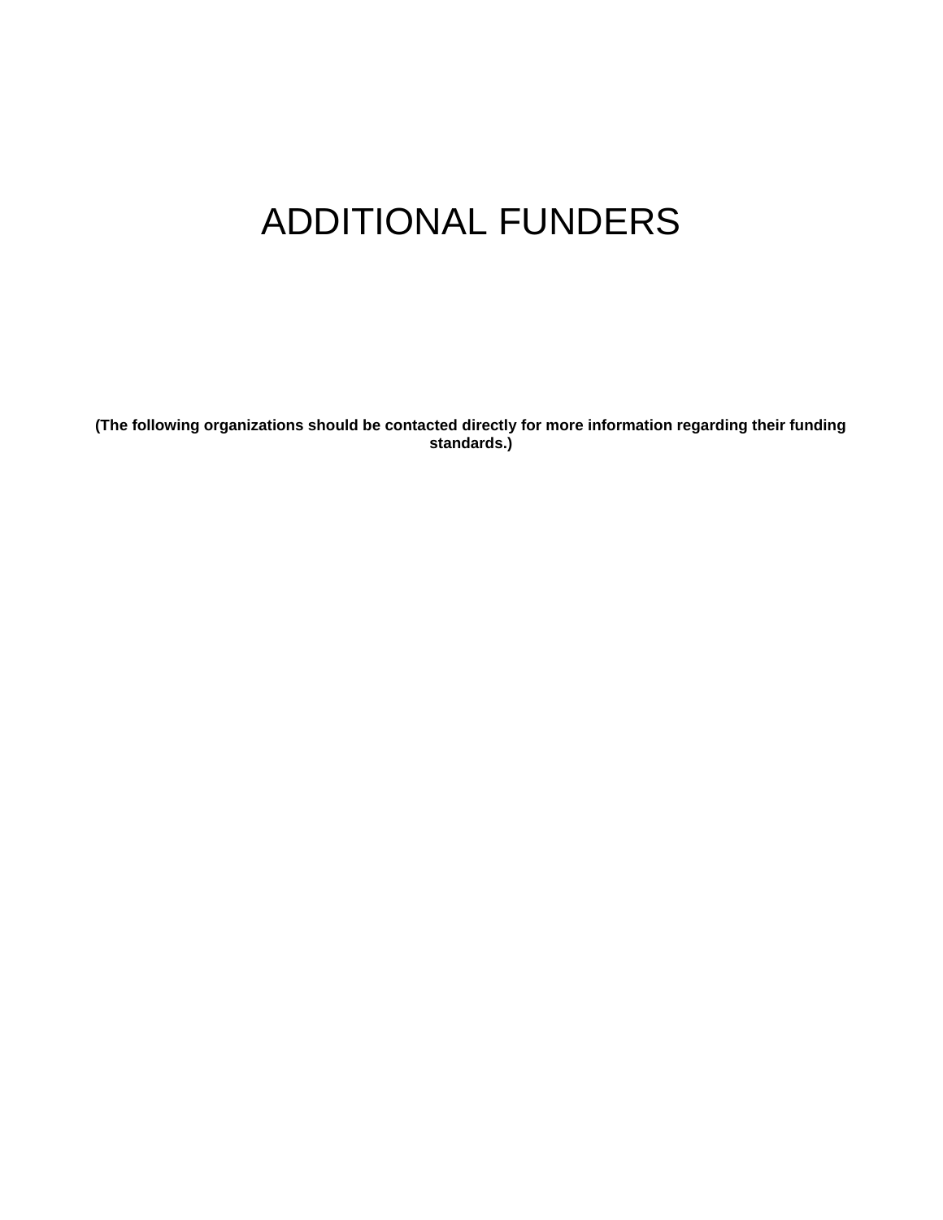# ADDITIONAL FUNDERS

**(The following organizations should be contacted directly for more information regarding their funding standards.)**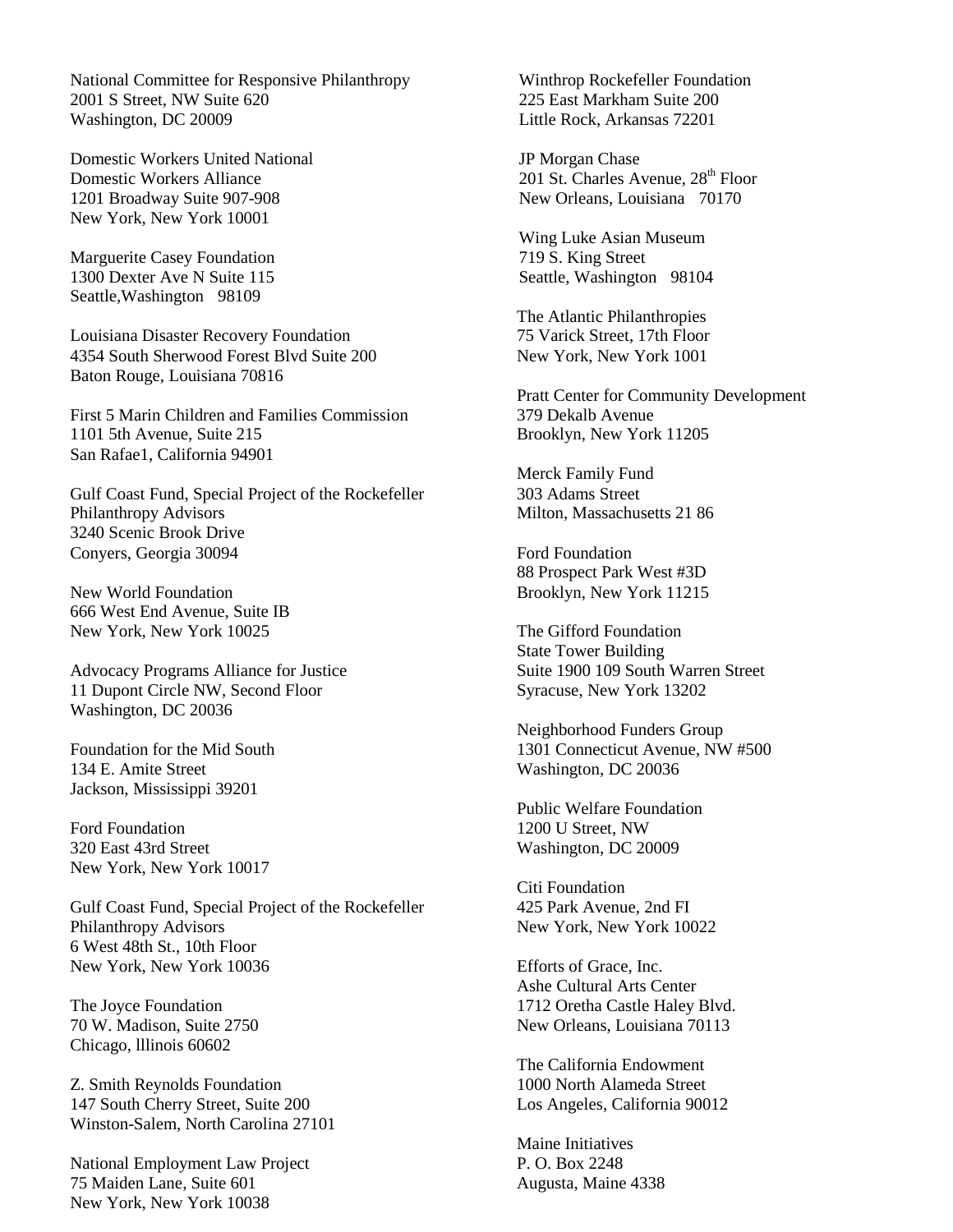National Committee for Responsive Philanthropy
2001 S Street, NW Suite 620
Washington, DC 20009

Domestic Workers United National
Domestic Workers Alliance
1201 Broadway Suite 907-908
New York, New York 10001

Marguerite Casey Foundation
1300 Dexter Ave N Suite 115
Seattle,Washington 98109

Louisiana Disaster Recovery Foundation
4354 South Sherwood Forest Blvd Suite 200
Baton Rouge, Louisiana 70816

First 5 Marin Children and Families Commission
1101 5th Avenue, Suite 215
San Rafae1, California 94901

Gulf Coast Fund, Special Project of the Rockefeller Philanthropy Advisors
3240 Scenic Brook Drive
Conyers, Georgia 30094

New World Foundation
666 West End Avenue, Suite IB
New York, New York 10025

Advocacy Programs Alliance for Justice
11 Dupont Circle NW, Second Floor
Washington, DC 20036

Foundation for the Mid South
134 E. Amite Street
Jackson, Mississippi 39201

Ford Foundation
320 East 43rd Street
New York, New York 10017

Gulf Coast Fund, Special Project of the Rockefeller Philanthropy Advisors
6 West 48th St., 10th Floor
New York, New York 10036

The Joyce Foundation
70 W. Madison, Suite 2750
Chicago, lllinois 60602

Z. Smith Reynolds Foundation
147 South Cherry Street, Suite 200
Winston-Salem, North Carolina 27101

National Employment Law Project
75 Maiden Lane, Suite 601
New York, New York 10038

Winthrop Rockefeller Foundation
225 East Markham Suite 200
Little Rock, Arkansas 72201

JP Morgan Chase
201 St. Charles Avenue, 28th Floor
New Orleans, Louisiana 70170

Wing Luke Asian Museum
719 S. King Street
Seattle, Washington 98104

The Atlantic Philanthropies
75 Varick Street, 17th Floor
New York, New York 1001

Pratt Center for Community Development
379 Dekalb Avenue
Brooklyn, New York 11205

Merck Family Fund
303 Adams Street
Milton, Massachusetts 21 86

Ford Foundation
88 Prospect Park West #3D
Brooklyn, New York 11215

The Gifford Foundation
State Tower Building
Suite 1900 109 South Warren Street
Syracuse, New York 13202

Neighborhood Funders Group
1301 Connecticut Avenue, NW #500
Washington, DC 20036

Public Welfare Foundation
1200 U Street, NW
Washington, DC 20009

Citi Foundation
425 Park Avenue, 2nd FI
New York, New York 10022

Efforts of Grace, Inc.
Ashe Cultural Arts Center
1712 Oretha Castle Haley Blvd.
New Orleans, Louisiana 70113

The California Endowment
1000 North Alameda Street
Los Angeles, California 90012

Maine Initiatives
P. O. Box 2248
Augusta, Maine 4338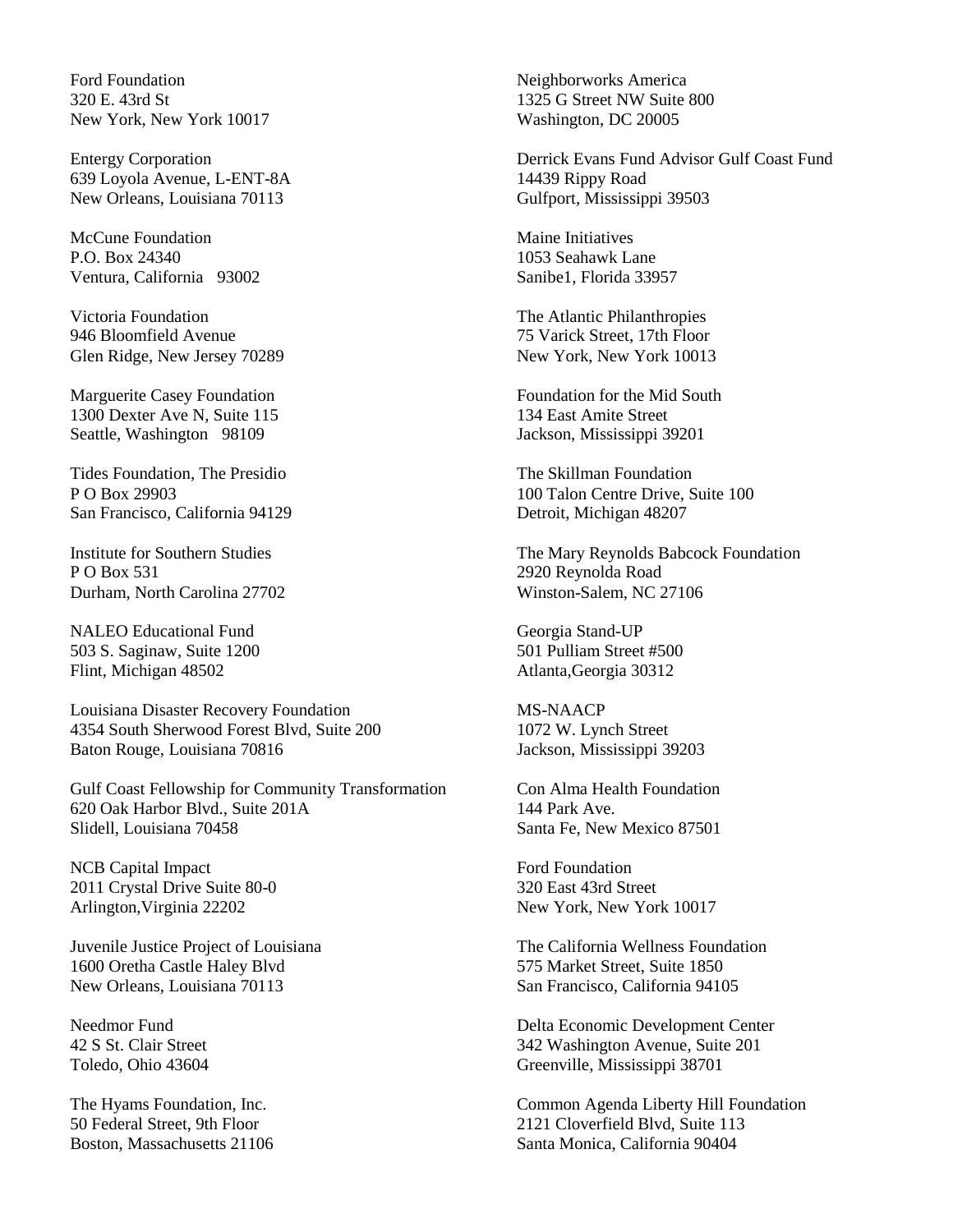Ford Foundation
320 E. 43rd St
New York, New York 10017

Entergy Corporation
639 Loyola Avenue, L-ENT-8A
New Orleans, Louisiana 70113

McCune Foundation
P.O. Box 24340
Ventura, California 93002

Victoria Foundation
946 Bloomfield Avenue
Glen Ridge, New Jersey 70289

Marguerite Casey Foundation
1300 Dexter Ave N, Suite 115
Seattle, Washington 98109

Tides Foundation, The Presidio
P O Box 29903
San Francisco, California 94129

Institute for Southern Studies
P O Box 531
Durham, North Carolina 27702

NALEO Educational Fund
503 S. Saginaw, Suite 1200
Flint, Michigan 48502

Louisiana Disaster Recovery Foundation
4354 South Sherwood Forest Blvd, Suite 200
Baton Rouge, Louisiana 70816

Gulf Coast Fellowship for Community Transformation
620 Oak Harbor Blvd., Suite 201A
Slidell, Louisiana 70458

NCB Capital Impact
2011 Crystal Drive Suite 80-0
Arlington,Virginia 22202

Juvenile Justice Project of Louisiana
1600 Oretha Castle Haley Blvd
New Orleans, Louisiana 70113

Needmor Fund
42 S St. Clair Street
Toledo, Ohio 43604

The Hyams Foundation, Inc.
50 Federal Street, 9th Floor
Boston, Massachusetts 21106

Neighborworks America
1325 G Street NW Suite 800
Washington, DC 20005

Derrick Evans Fund Advisor Gulf Coast Fund
14439 Rippy Road
Gulfport, Mississippi 39503

Maine Initiatives
1053 Seahawk Lane
Sanibe1, Florida 33957

The Atlantic Philanthropies
75 Varick Street, 17th Floor
New York, New York 10013

Foundation for the Mid South
134 East Amite Street
Jackson, Mississippi 39201

The Skillman Foundation
100 Talon Centre Drive, Suite 100
Detroit, Michigan 48207

The Mary Reynolds Babcock Foundation
2920 Reynolda Road
Winston-Salem, NC 27106

Georgia Stand-UP
501 Pulliam Street #500
Atlanta,Georgia 30312

MS-NAACP
1072 W. Lynch Street
Jackson, Mississippi 39203

Con Alma Health Foundation
144 Park Ave.
Santa Fe, New Mexico 87501

Ford Foundation
320 East 43rd Street
New York, New York 10017

The California Wellness Foundation
575 Market Street, Suite 1850
San Francisco, California 94105

Delta Economic Development Center
342 Washington Avenue, Suite 201
Greenville, Mississippi 38701

Common Agenda Liberty Hill Foundation
2121 Cloverfield Blvd, Suite 113
Santa Monica, California 90404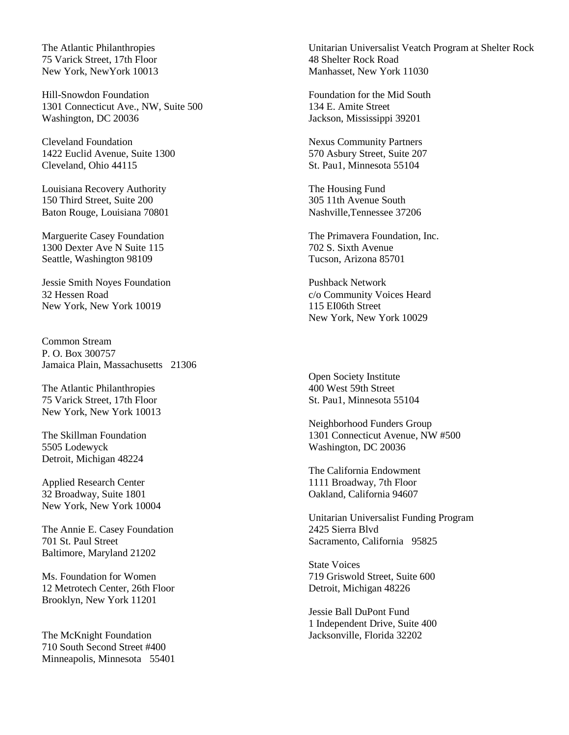The Atlantic Philanthropies
75 Varick Street, 17th Floor
New York, NewYork 10013

Hill-Snowdon Foundation
1301 Connecticut Ave., NW, Suite 500
Washington, DC 20036

Cleveland Foundation
1422 Euclid Avenue, Suite 1300
Cleveland, Ohio 44115

Louisiana Recovery Authority
150 Third Street, Suite 200
Baton Rouge, Louisiana 70801

Marguerite Casey Foundation
1300 Dexter Ave N Suite 115
Seattle, Washington 98109

Jessie Smith Noyes Foundation
32 Hessen Road
New York, New York 10019

Common Stream
P. O. Box 300757
Jamaica Plain, Massachusetts 21306

The Atlantic Philanthropies
75 Varick Street, 17th Floor
New York, New York 10013

The Skillman Foundation
5505 Lodewyck
Detroit, Michigan 48224

Applied Research Center
32 Broadway, Suite 1801
New York, New York 10004

The Annie E. Casey Foundation
701 St. Paul Street
Baltimore, Maryland 21202

Ms. Foundation for Women
12 Metrotech Center, 26th Floor
Brooklyn, New York 11201

The McKnight Foundation
710 South Second Street #400
Minneapolis, Minnesota 55401

Unitarian Universalist Veatch Program at Shelter Rock
48 Shelter Rock Road
Manhasset, New York 11030

Foundation for the Mid South
134 E. Amite Street
Jackson, Mississippi 39201

Nexus Community Partners
570 Asbury Street, Suite 207
St. Pau1, Minnesota 55104

The Housing Fund
305 11th Avenue South
Nashville,Tennessee 37206

The Primavera Foundation, Inc.
702 S. Sixth Avenue
Tucson, Arizona 85701

Pushback Network
c/o Community Voices Heard
115 EI06th Street
New York, New York 10029

Open Society Institute
400 West 59th Street
St. Pau1, Minnesota 55104

Neighborhood Funders Group
1301 Connecticut Avenue, NW #500
Washington, DC 20036

The California Endowment
1111 Broadway, 7th Floor
Oakland, California 94607

Unitarian Universalist Funding Program
2425 Sierra Blvd
Sacramento, California 95825

State Voices
719 Griswold Street, Suite 600
Detroit, Michigan 48226

Jessie Ball DuPont Fund
1 Independent Drive, Suite 400
Jacksonville, Florida 32202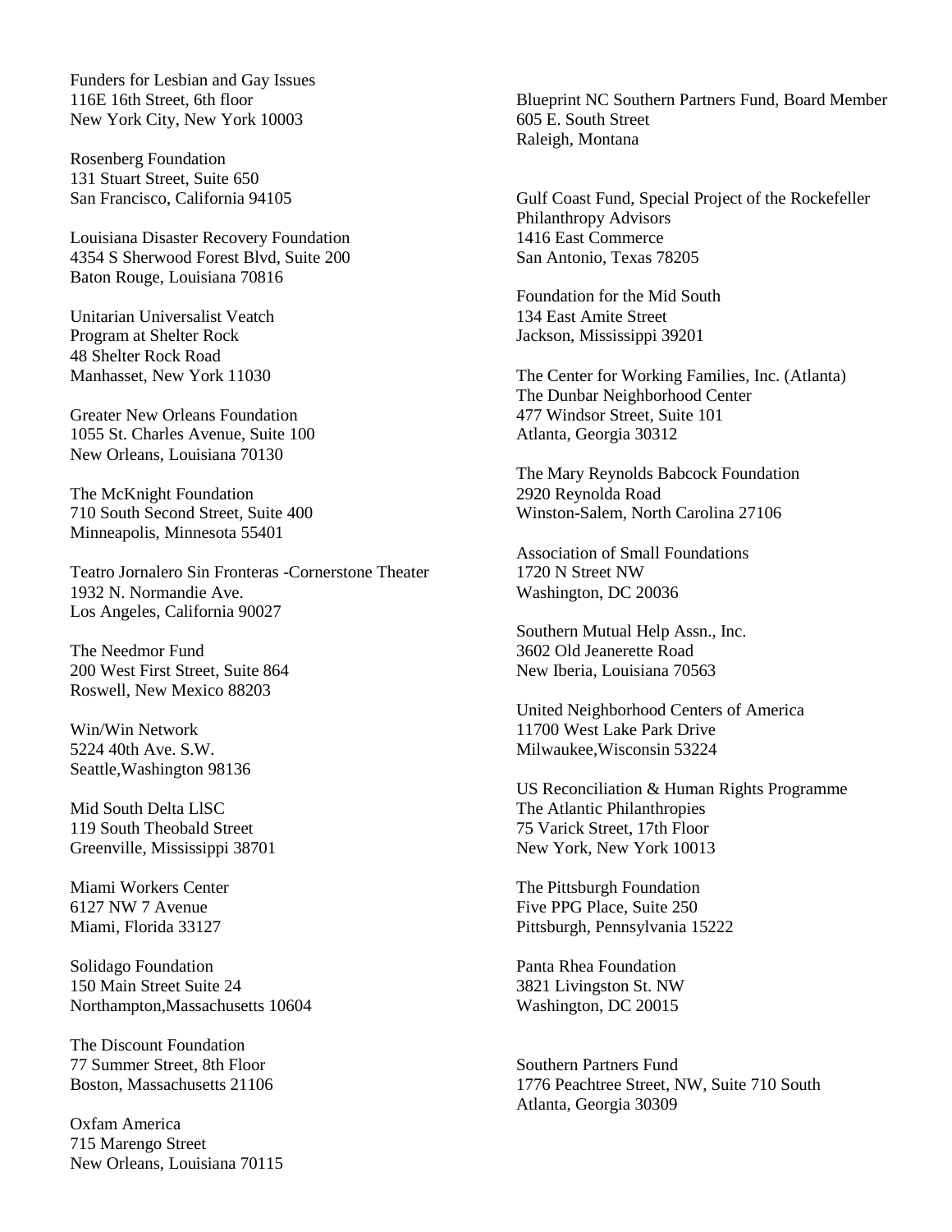Funders for Lesbian and Gay Issues
116E 16th Street, 6th floor
New York City, New York 10003

Rosenberg Foundation
131 Stuart Street, Suite 650
San Francisco, California 94105

Louisiana Disaster Recovery Foundation
4354 S Sherwood Forest Blvd, Suite 200
Baton Rouge, Louisiana 70816

Unitarian Universalist Veatch
Program at Shelter Rock
48 Shelter Rock Road
Manhasset, New York 11030

Greater New Orleans Foundation
1055 St. Charles Avenue, Suite 100
New Orleans, Louisiana 70130

The McKnight Foundation
710 South Second Street, Suite 400
Minneapolis, Minnesota 55401

Teatro Jornalero Sin Fronteras -Cornerstone Theater
1932 N. Normandie Ave.
Los Angeles, California 90027

The Needmor Fund
200 West First Street, Suite 864
Roswell, New Mexico 88203

Win/Win Network
5224 40th Ave. S.W.
Seattle,Washington 98136

Mid South Delta LlSC
119 South Theobald Street
Greenville, Mississippi 38701

Miami Workers Center
6127 NW 7 Avenue
Miami, Florida 33127

Solidago Foundation
150 Main Street Suite 24
Northampton,Massachusetts 10604

The Discount Foundation
77 Summer Street, 8th Floor
Boston, Massachusetts 21106

Oxfam America
715 Marengo Street
New Orleans, Louisiana 70115

Blueprint NC Southern Partners Fund, Board Member
605 E. South Street
Raleigh, Montana

Gulf Coast Fund, Special Project of the Rockefeller
Philanthropy Advisors
1416 East Commerce
San Antonio, Texas 78205

Foundation for the Mid South
134 East Amite Street
Jackson, Mississippi 39201

The Center for Working Families, Inc. (Atlanta)
The Dunbar Neighborhood Center
477 Windsor Street, Suite 101
Atlanta, Georgia 30312

The Mary Reynolds Babcock Foundation
2920 Reynolda Road
Winston-Salem, North Carolina 27106

Association of Small Foundations
1720 N Street NW
Washington, DC 20036

Southern Mutual Help Assn., Inc.
3602 Old Jeanerette Road
New Iberia, Louisiana 70563

United Neighborhood Centers of America
11700 West Lake Park Drive
Milwaukee,Wisconsin 53224

US Reconciliation & Human Rights Programme
The Atlantic Philanthropies
75 Varick Street, 17th Floor
New York, New York 10013

The Pittsburgh Foundation
Five PPG Place, Suite 250
Pittsburgh, Pennsylvania 15222

Panta Rhea Foundation
3821 Livingston St. NW
Washington, DC 20015

Southern Partners Fund
1776 Peachtree Street, NW, Suite 710 South
Atlanta, Georgia 30309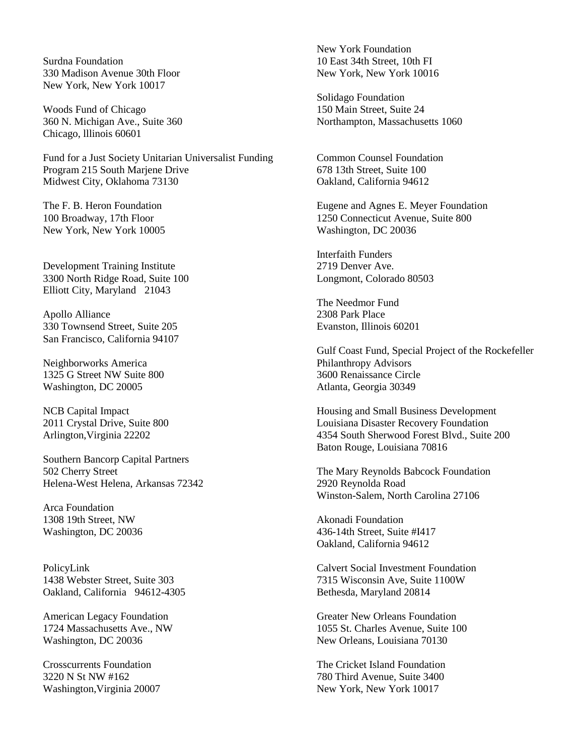Surdna Foundation  
330 Madison Avenue 30th Floor  
New York, New York 10017

Woods Fund of Chicago  
360 N. Michigan Ave., Suite 360  
Chicago, lllinois 60601

Fund for a Just Society Unitarian Universalist Funding Program 215 South Marjene Drive  
Midwest City, Oklahoma 73130

The F. B. Heron Foundation  
100 Broadway, 17th Floor  
New York, New York 10005

Development Training Institute  
3300 North Ridge Road, Suite 100  
Elliott City, Maryland 21043

Apollo Alliance  
330 Townsend Street, Suite 205  
San Francisco, California 94107

Neighborworks America  
1325 G Street NW Suite 800  
Washington, DC 20005

NCB Capital Impact  
2011 Crystal Drive, Suite 800  
Arlington,Virginia 22202

Southern Bancorp Capital Partners  
502 Cherry Street  
Helena-West Helena, Arkansas 72342

Arca Foundation  
1308 19th Street, NW  
Washington, DC 20036

PolicyLink  
1438 Webster Street, Suite 303  
Oakland, California 94612-4305

American Legacy Foundation  
1724 Massachusetts Ave., NW  
Washington, DC 20036

Crosscurrents Foundation  
3220 N St NW #162  
Washington,Virginia 20007

New York Foundation  
10 East 34th Street, 10th FI  
New York, New York 10016

Solidago Foundation  
150 Main Street, Suite 24  
Northampton, Massachusetts 1060

Common Counsel Foundation  
678 13th Street, Suite 100  
Oakland, California 94612

Eugene and Agnes E. Meyer Foundation  
1250 Connecticut Avenue, Suite 800  
Washington, DC 20036

Interfaith Funders  
2719 Denver Ave.  
Longmont, Colorado 80503

The Needmor Fund  
2308 Park Place  
Evanston, Illinois 60201

Gulf Coast Fund, Special Project of the Rockefeller Philanthropy Advisors  
3600 Renaissance Circle  
Atlanta, Georgia 30349

Housing and Small Business Development  
Louisiana Disaster Recovery Foundation  
4354 South Sherwood Forest Blvd., Suite 200  
Baton Rouge, Louisiana 70816

The Mary Reynolds Babcock Foundation  
2920 Reynolda Road  
Winston-Salem, North Carolina 27106

Akonadi Foundation  
436-14th Street, Suite #I417  
Oakland, California 94612

Calvert Social Investment Foundation  
7315 Wisconsin Ave, Suite 1100W  
Bethesda, Maryland 20814

Greater New Orleans Foundation  
1055 St. Charles Avenue, Suite 100  
New Orleans, Louisiana 70130

The Cricket Island Foundation  
780 Third Avenue, Suite 3400  
New York, New York 10017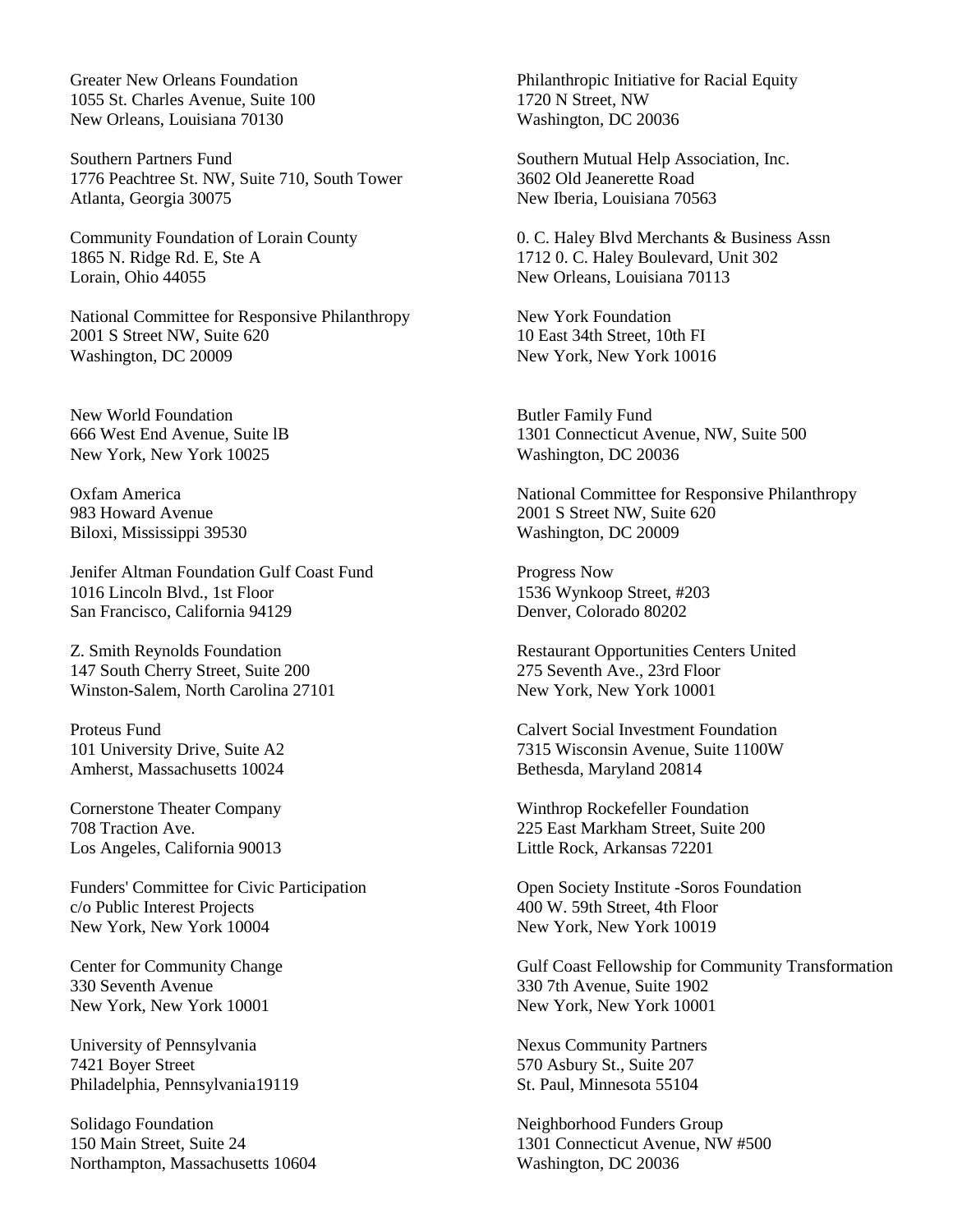Greater New Orleans Foundation
1055 St. Charles Avenue, Suite 100
New Orleans, Louisiana 70130

Southern Partners Fund
1776 Peachtree St. NW, Suite 710, South Tower
Atlanta, Georgia 30075

Community Foundation of Lorain County
1865 N. Ridge Rd. E, Ste A
Lorain, Ohio 44055

National Committee for Responsive Philanthropy
2001 S Street NW, Suite 620
Washington, DC 20009

New World Foundation
666 West End Avenue, Suite lB
New York, New York 10025

Oxfam America
983 Howard Avenue
Biloxi, Mississippi 39530

Jenifer Altman Foundation Gulf Coast Fund
1016 Lincoln Blvd., 1st Floor
San Francisco, California 94129

Z. Smith Reynolds Foundation
147 South Cherry Street, Suite 200
Winston-Salem, North Carolina 27101

Proteus Fund
101 University Drive, Suite A2
Amherst, Massachusetts 10024

Cornerstone Theater Company
708 Traction Ave.
Los Angeles, California 90013

Funders' Committee for Civic Participation
c/o Public Interest Projects
New York, New York 10004

Center for Community Change
330 Seventh Avenue
New York, New York 10001

University of Pennsylvania
7421 Boyer Street
Philadelphia, Pennsylvania19119

Solidago Foundation
150 Main Street, Suite 24
Northampton, Massachusetts 10604

Philanthropic Initiative for Racial Equity
1720 N Street, NW
Washington, DC 20036

Southern Mutual Help Association, Inc.
3602 Old Jeanerette Road
New Iberia, Louisiana 70563

0. C. Haley Blvd Merchants & Business Assn
1712 0. C. Haley Boulevard, Unit 302
New Orleans, Louisiana 70113

New York Foundation
10 East 34th Street, 10th FI
New York, New York 10016

Butler Family Fund
1301 Connecticut Avenue, NW, Suite 500
Washington, DC 20036

National Committee for Responsive Philanthropy
2001 S Street NW, Suite 620
Washington, DC 20009

Progress Now
1536 Wynkoop Street, #203
Denver, Colorado 80202

Restaurant Opportunities Centers United
275 Seventh Ave., 23rd Floor
New York, New York 10001

Calvert Social Investment Foundation
7315 Wisconsin Avenue, Suite 1100W
Bethesda, Maryland 20814

Winthrop Rockefeller Foundation
225 East Markham Street, Suite 200
Little Rock, Arkansas 72201

Open Society Institute -Soros Foundation
400 W. 59th Street, 4th Floor
New York, New York 10019

Gulf Coast Fellowship for Community Transformation
330 7th Avenue, Suite 1902
New York, New York 10001

Nexus Community Partners
570 Asbury St., Suite 207
St. Paul, Minnesota 55104

Neighborhood Funders Group
1301 Connecticut Avenue, NW #500
Washington, DC 20036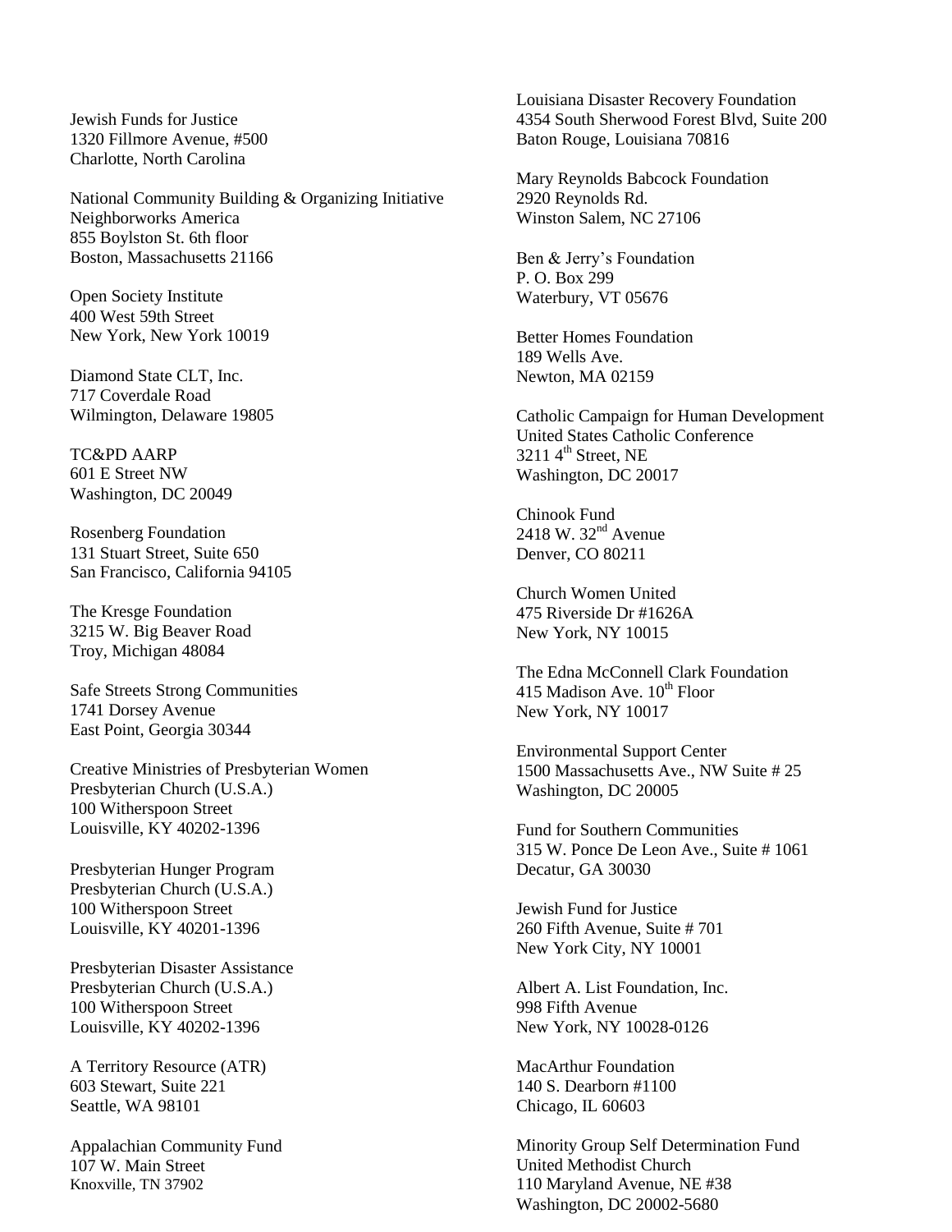Jewish Funds for Justice
1320 Fillmore Avenue, #500
Charlotte, North Carolina

National Community Building & Organizing Initiative
Neighborworks America
855 Boylston St. 6th floor
Boston, Massachusetts 21166

Open Society Institute
400 West 59th Street
New York, New York 10019

Diamond State CLT, Inc.
717 Coverdale Road
Wilmington, Delaware 19805

TC&PD AARP
601 E Street NW
Washington, DC 20049

Rosenberg Foundation
131 Stuart Street, Suite 650
San Francisco, California 94105

The Kresge Foundation
3215 W. Big Beaver Road
Troy, Michigan 48084

Safe Streets Strong Communities
1741 Dorsey Avenue
East Point, Georgia 30344

Creative Ministries of Presbyterian Women
Presbyterian Church (U.S.A.)
100 Witherspoon Street
Louisville, KY 40202-1396

Presbyterian Hunger Program
Presbyterian Church (U.S.A.)
100 Witherspoon Street
Louisville, KY 40201-1396

Presbyterian Disaster Assistance
Presbyterian Church (U.S.A.)
100 Witherspoon Street
Louisville, KY 40202-1396

A Territory Resource (ATR)
603 Stewart, Suite 221
Seattle, WA 98101

Appalachian Community Fund
107 W. Main Street
Knoxville, TN 37902

Louisiana Disaster Recovery Foundation
4354 South Sherwood Forest Blvd, Suite 200
Baton Rouge, Louisiana 70816

Mary Reynolds Babcock Foundation
2920 Reynolds Rd.
Winston Salem, NC 27106

Ben & Jerry's Foundation
P. O. Box 299
Waterbury, VT 05676

Better Homes Foundation
189 Wells Ave.
Newton, MA 02159

Catholic Campaign for Human Development
United States Catholic Conference
3211 4th Street, NE
Washington, DC 20017

Chinook Fund
2418 W. 32nd Avenue
Denver, CO 80211

Church Women United
475 Riverside Dr #1626A
New York, NY 10015

The Edna McConnell Clark Foundation
415 Madison Ave. 10th Floor
New York, NY 10017

Environmental Support Center
1500 Massachusetts Ave., NW Suite # 25
Washington, DC 20005

Fund for Southern Communities
315 W. Ponce De Leon Ave., Suite # 1061
Decatur, GA 30030

Jewish Fund for Justice
260 Fifth Avenue, Suite # 701
New York City, NY 10001

Albert A. List Foundation, Inc.
998 Fifth Avenue
New York, NY 10028-0126

MacArthur Foundation
140 S. Dearborn #1100
Chicago, IL 60603

Minority Group Self Determination Fund
United Methodist Church
110 Maryland Avenue, NE #38
Washington, DC 20002-5680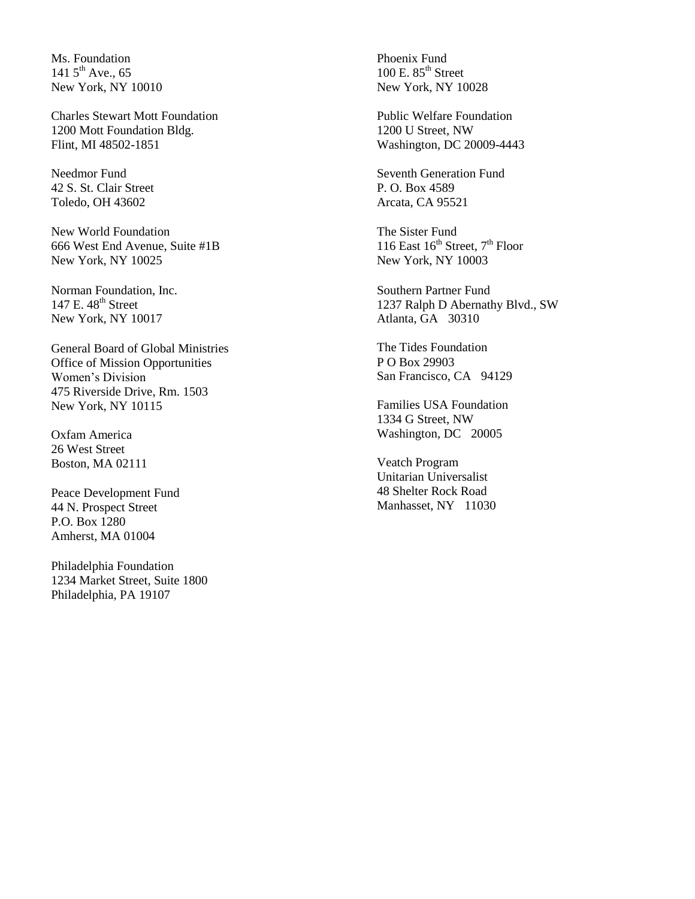Ms. Foundation
141 5th Ave., 65
New York, NY 10010

Charles Stewart Mott Foundation
1200 Mott Foundation Bldg.
Flint, MI 48502-1851

Needmor Fund
42 S. St. Clair Street
Toledo, OH 43602

New World Foundation
666 West End Avenue, Suite #1B
New York, NY 10025

Norman Foundation, Inc.
147 E. 48th Street
New York, NY 10017

General Board of Global Ministries
Office of Mission Opportunities
Women's Division
475 Riverside Drive, Rm. 1503
New York, NY 10115

Oxfam America
26 West Street
Boston, MA 02111

Peace Development Fund
44 N. Prospect Street
P.O. Box 1280
Amherst, MA 01004

Philadelphia Foundation
1234 Market Street, Suite 1800
Philadelphia, PA 19107

Phoenix Fund
100 E. 85th Street
New York, NY 10028

Public Welfare Foundation
1200 U Street, NW
Washington, DC 20009-4443

Seventh Generation Fund
P. O. Box 4589
Arcata, CA 95521

The Sister Fund
116 East 16th Street, 7th Floor
New York, NY 10003

Southern Partner Fund
1237 Ralph D Abernathy Blvd., SW
Atlanta, GA 30310

The Tides Foundation
P O Box 29903
San Francisco, CA 94129

Families USA Foundation
1334 G Street, NW
Washington, DC 20005

Veatch Program
Unitarian Universalist
48 Shelter Rock Road
Manhasset, NY 11030